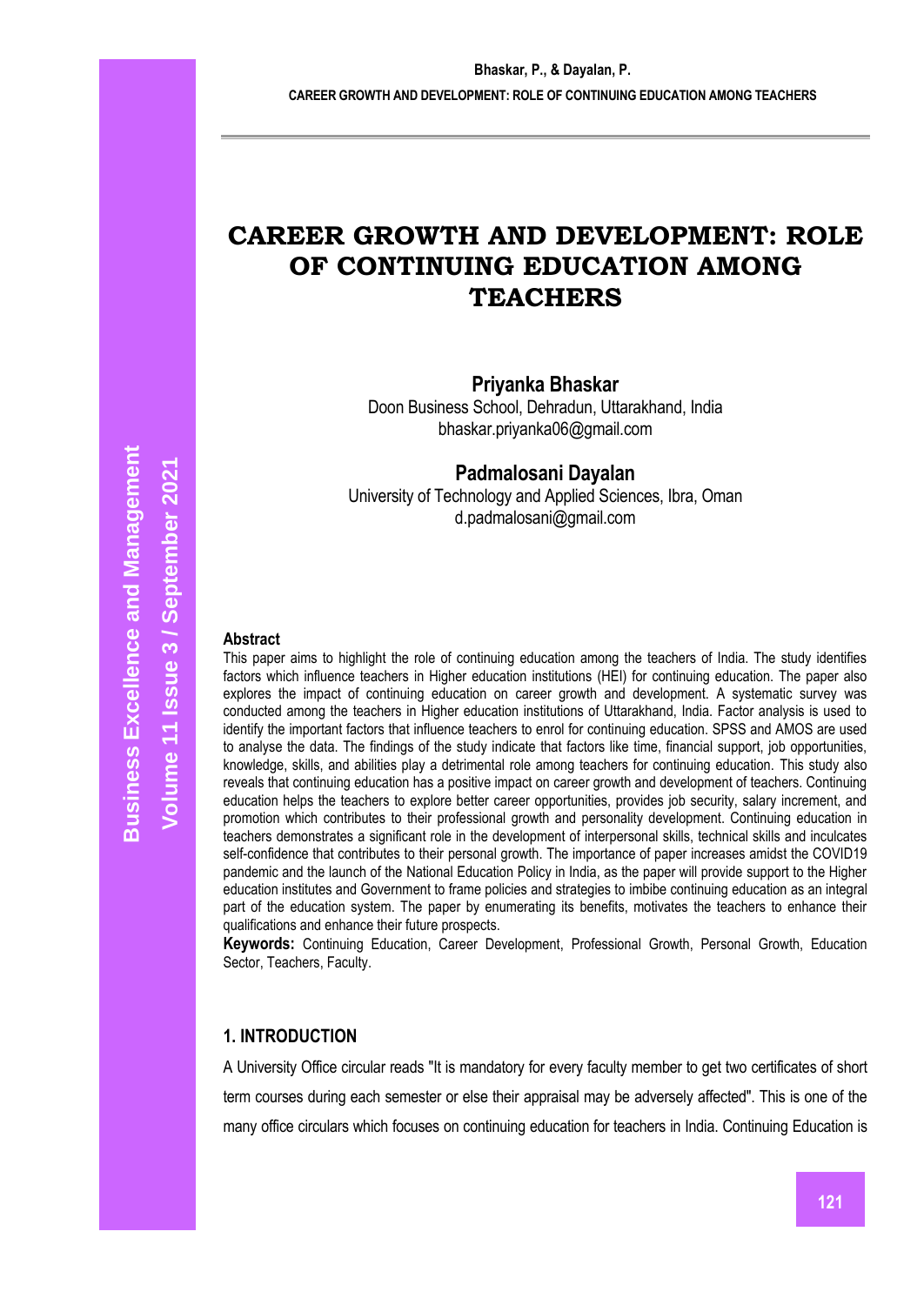# CAREER GROWTH AND DEVELOPMENT: ROLE OF CONTINUING EDUCATION AMONG TEACHERS

**Priyanka Bhaskar**
Doon Business School, Dehradun, Uttarakhand, India
bhaskar.priyanka06@gmail.com

**Padmalosani Dayalan**
University of Technology and Applied Sciences, Ibra, Oman
d.padmalosani@gmail.com

### Abstract

This paper aims to highlight the role of continuing education among the teachers of India. The study identifies factors which influence teachers in Higher education institutions (HEI) for continuing education. The paper also explores the impact of continuing education on career growth and development. A systematic survey was conducted among the teachers in Higher education institutions of Uttarakhand, India. Factor analysis is used to identify the important factors that influence teachers to enrol for continuing education. SPSS and AMOS are used to analyse the data. The findings of the study indicate that factors like time, financial support, job opportunities, knowledge, skills, and abilities play a detrimental role among teachers for continuing education. This study also reveals that continuing education has a positive impact on career growth and development of teachers. Continuing education helps the teachers to explore better career opportunities, provides job security, salary increment, and promotion which contributes to their professional growth and personality development. Continuing education in teachers demonstrates a significant role in the development of interpersonal skills, technical skills and inculcates self-confidence that contributes to their personal growth. The importance of paper increases amidst the COVID19 pandemic and the launch of the National Education Policy in India, as the paper will provide support to the Higher education institutes and Government to frame policies and strategies to imbibe continuing education as an integral part of the education system. The paper by enumerating its benefits, motivates the teachers to enhance their qualifications and enhance their future prospects.

**Keywords:** Continuing Education, Career Development, Professional Growth, Personal Growth, Education Sector, Teachers, Faculty.

## 1. INTRODUCTION

A University Office circular reads "It is mandatory for every faculty member to get two certificates of short term courses during each semester or else their appraisal may be adversely affected". This is one of the many office circulars which focuses on continuing education for teachers in India. Continuing Education is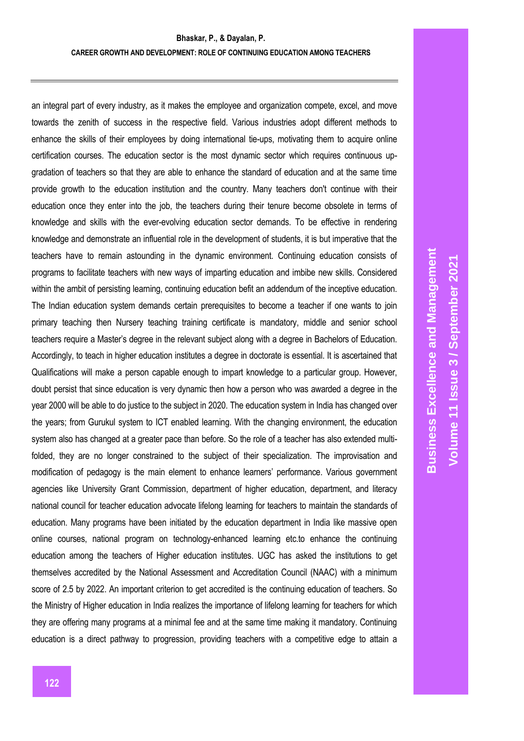an integral part of every industry, as it makes the employee and organization compete, excel, and move towards the zenith of success in the respective field. Various industries adopt different methods to enhance the skills of their employees by doing international tie-ups, motivating them to acquire online certification courses. The education sector is the most dynamic sector which requires continuous up-gradation of teachers so that they are able to enhance the standard of education and at the same time provide growth to the education institution and the country. Many teachers don't continue with their education once they enter into the job, the teachers during their tenure become obsolete in terms of knowledge and skills with the ever-evolving education sector demands. To be effective in rendering knowledge and demonstrate an influential role in the development of students, it is but imperative that the teachers have to remain astounding in the dynamic environment. Continuing education consists of programs to facilitate teachers with new ways of imparting education and imbibe new skills. Considered within the ambit of persisting learning, continuing education befit an addendum of the inceptive education. The Indian education system demands certain prerequisites to become a teacher if one wants to join primary teaching then Nursery teaching training certificate is mandatory, middle and senior school teachers require a Master's degree in the relevant subject along with a degree in Bachelors of Education. Accordingly, to teach in higher education institutes a degree in doctorate is essential. It is ascertained that Qualifications will make a person capable enough to impart knowledge to a particular group. However, doubt persist that since education is very dynamic then how a person who was awarded a degree in the year 2000 will be able to do justice to the subject in 2020. The education system in India has changed over the years; from Gurukul system to ICT enabled learning. With the changing environment, the education system also has changed at a greater pace than before. So the role of a teacher has also extended multi-folded, they are no longer constrained to the subject of their specialization. The improvisation and modification of pedagogy is the main element to enhance learners' performance. Various government agencies like University Grant Commission, department of higher education, department, and literacy national council for teacher education advocate lifelong learning for teachers to maintain the standards of education. Many programs have been initiated by the education department in India like massive open online courses, national program on technology-enhanced learning etc.to enhance the continuing education among the teachers of Higher education institutes. UGC has asked the institutions to get themselves accredited by the National Assessment and Accreditation Council (NAAC) with a minimum score of 2.5 by 2022. An important criterion to get accredited is the continuing education of teachers. So the Ministry of Higher education in India realizes the importance of lifelong learning for teachers for which they are offering many programs at a minimal fee and at the same time making it mandatory. Continuing education is a direct pathway to progression, providing teachers with a competitive edge to attain a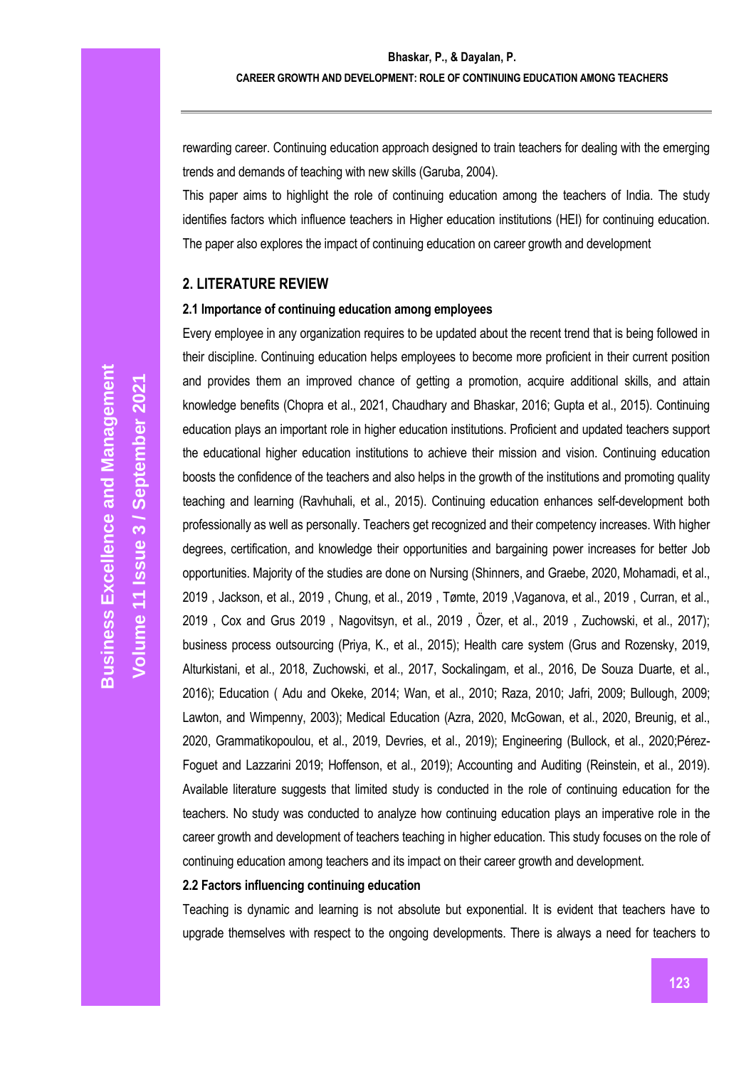rewarding career. Continuing education approach designed to train teachers for dealing with the emerging trends and demands of teaching with new skills (Garuba, 2004).

This paper aims to highlight the role of continuing education among the teachers of India. The study identifies factors which influence teachers in Higher education institutions (HEI) for continuing education. The paper also explores the impact of continuing education on career growth and development

## 2. LITERATURE REVIEW

### 2.1 Importance of continuing education among employees

Every employee in any organization requires to be updated about the recent trend that is being followed in their discipline. Continuing education helps employees to become more proficient in their current position and provides them an improved chance of getting a promotion, acquire additional skills, and attain knowledge benefits (Chopra et al., 2021, Chaudhary and Bhaskar, 2016; Gupta et al., 2015). Continuing education plays an important role in higher education institutions. Proficient and updated teachers support the educational higher education institutions to achieve their mission and vision. Continuing education boosts the confidence of the teachers and also helps in the growth of the institutions and promoting quality teaching and learning (Ravhuhali, et al., 2015). Continuing education enhances self-development both professionally as well as personally. Teachers get recognized and their competency increases. With higher degrees, certification, and knowledge their opportunities and bargaining power increases for better Job opportunities. Majority of the studies are done on Nursing (Shinners, and Graebe, 2020, Mohamadi, et al., 2019 , Jackson, et al., 2019 , Chung, et al., 2019 , Tømte, 2019 ,Vaganova, et al., 2019 , Curran, et al., 2019 , Cox and Grus 2019 , Nagovitsyn, et al., 2019 , Özer, et al., 2019 , Zuchowski, et al., 2017); business process outsourcing (Priya, K., et al., 2015); Health care system (Grus and Rozensky, 2019, Alturkistani, et al., 2018, Zuchowski, et al., 2017, Sockalingam, et al., 2016, De Souza Duarte, et al., 2016); Education ( Adu and Okeke, 2014; Wan, et al., 2010; Raza, 2010; Jafri, 2009; Bullough, 2009; Lawton, and Wimpenny, 2003); Medical Education (Azra, 2020, McGowan, et al., 2020, Breunig, et al., 2020, Grammatikopoulou, et al., 2019, Devries, et al., 2019); Engineering (Bullock, et al., 2020;Pérez-Foguet and Lazzarini 2019; Hoffenson, et al., 2019); Accounting and Auditing (Reinstein, et al., 2019). Available literature suggests that limited study is conducted in the role of continuing education for the teachers. No study was conducted to analyze how continuing education plays an imperative role in the career growth and development of teachers teaching in higher education. This study focuses on the role of continuing education among teachers and its impact on their career growth and development.

### 2.2 Factors influencing continuing education

Teaching is dynamic and learning is not absolute but exponential. It is evident that teachers have to upgrade themselves with respect to the ongoing developments. There is always a need for teachers to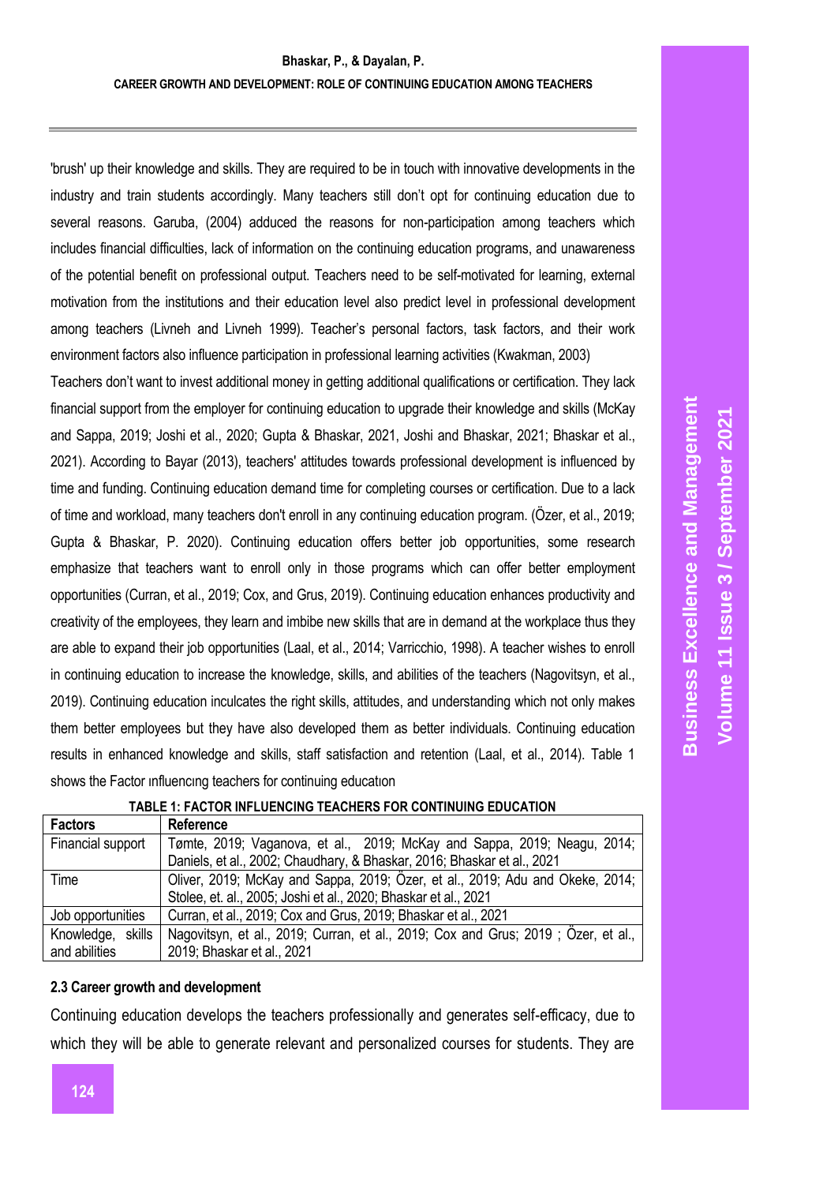'brush' up their knowledge and skills. They are required to be in touch with innovative developments in the industry and train students accordingly. Many teachers still don't opt for continuing education due to several reasons. Garuba, (2004) adduced the reasons for non-participation among teachers which includes financial difficulties, lack of information on the continuing education programs, and unawareness of the potential benefit on professional output. Teachers need to be self-motivated for learning, external motivation from the institutions and their education level also predict level in professional development among teachers (Livneh and Livneh 1999). Teacher's personal factors, task factors, and their work environment factors also influence participation in professional learning activities (Kwakman, 2003)

Teachers don't want to invest additional money in getting additional qualifications or certification. They lack financial support from the employer for continuing education to upgrade their knowledge and skills (McKay and Sappa, 2019; Joshi et al., 2020; Gupta & Bhaskar, 2021, Joshi and Bhaskar, 2021; Bhaskar et al., 2021). According to Bayar (2013), teachers' attitudes towards professional development is influenced by time and funding. Continuing education demand time for completing courses or certification. Due to a lack of time and workload, many teachers don't enroll in any continuing education program. (Özer, et al., 2019; Gupta & Bhaskar, P. 2020). Continuing education offers better job opportunities, some research emphasize that teachers want to enroll only in those programs which can offer better employment opportunities (Curran, et al., 2019; Cox, and Grus, 2019). Continuing education enhances productivity and creativity of the employees, they learn and imbibe new skills that are in demand at the workplace thus they are able to expand their job opportunities (Laal, et al., 2014; Varricchio, 1998). A teacher wishes to enroll in continuing education to increase the knowledge, skills, and abilities of the teachers (Nagovitsyn, et al., 2019). Continuing education inculcates the right skills, attitudes, and understanding which not only makes them better employees but they have also developed them as better individuals. Continuing education results in enhanced knowledge and skills, staff satisfaction and retention (Laal, et al., 2014). Table 1 shows the Factor ınfluencıng teachers for continuing educatıon

**TABLE 1: FACTOR INFLUENCING TEACHERS FOR CONTINUING EDUCATION**

| Factors | Reference |
|---|---|
| Financial support | Tømte, 2019; Vaganova, et al., 2019; McKay and Sappa, 2019; Neagu, 2014; Daniels, et al., 2002; Chaudhary, & Bhaskar, 2016; Bhaskar et al., 2021 |
| Time | Oliver, 2019; McKay and Sappa, 2019; Özer, et al., 2019; Adu and Okeke, 2014; Stolee, et. al., 2005; Joshi et al., 2020; Bhaskar et al., 2021 |
| Job opportunities | Curran, et al., 2019; Cox and Grus, 2019; Bhaskar et al., 2021 |
| Knowledge, skills and abilities | Nagovitsyn, et al., 2019; Curran, et al., 2019; Cox and Grus; 2019 ; Özer, et al., 2019; Bhaskar et al., 2021 |

### 2.3 Career growth and development

Continuing education develops the teachers professionally and generates self-efficacy, due to which they will be able to generate relevant and personalized courses for students. They are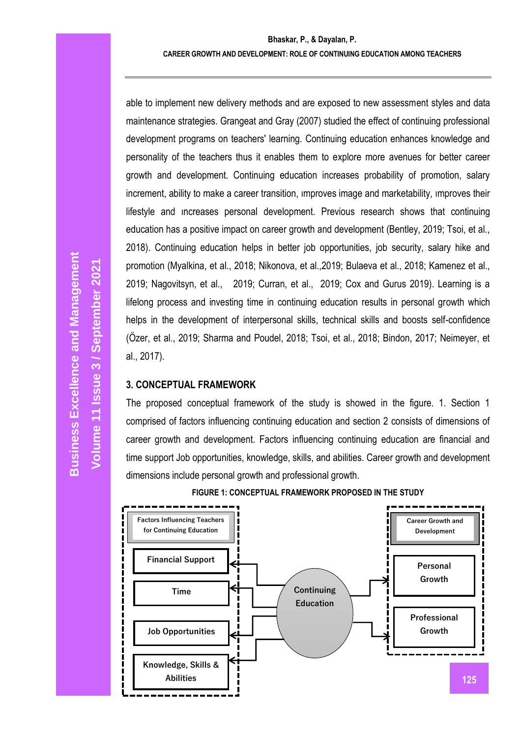able to implement new delivery methods and are exposed to new assessment styles and data maintenance strategies. Grangeat and Gray (2007) studied the effect of continuing professional development programs on teachers' learning. Continuing education enhances knowledge and personality of the teachers thus it enables them to explore more avenues for better career growth and development. Continuing education increases probability of promotion, salary increment, ability to make a career transition, ımproves image and marketability, ımproves their lifestyle and ıncreases personal development. Previous research shows that continuing education has a positive impact on career growth and development (Bentley, 2019; Tsoi, et al., 2018). Continuing education helps in better job opportunities, job security, salary hike and promotion (Myalkina, et al., 2018; Nikonova, et al.,2019; Bulaeva et al., 2018; Kamenez et al., 2019; Nagovitsyn, et al., 2019; Curran, et al., 2019; Cox and Gurus 2019). Learning is a lifelong process and investing time in continuing education results in personal growth which helps in the development of interpersonal skills, technical skills and boosts self-confidence (Özer, et al., 2019; Sharma and Poudel, 2018; Tsoi, et al., 2018; Bindon, 2017; Neimeyer, et al., 2017).

## 3. CONCEPTUAL FRAMEWORK

The proposed conceptual framework of the study is showed in the figure. 1. Section 1 comprised of factors influencing continuing education and section 2 consists of dimensions of career growth and development. Factors influencing continuing education are financial and time support Job opportunities, knowledge, skills, and abilities. Career growth and development dimensions include personal growth and professional growth.

FIGURE 1: CONCEPTUAL FRAMEWORK PROPOSED IN THE STUDY

Factors Influencing Teachers for Continuing Education: Financial Support; Time; Job Opportunities; Knowledge, Skills & Abilities

Continuing Education

Career Growth and Development: Personal Growth; Professional Growth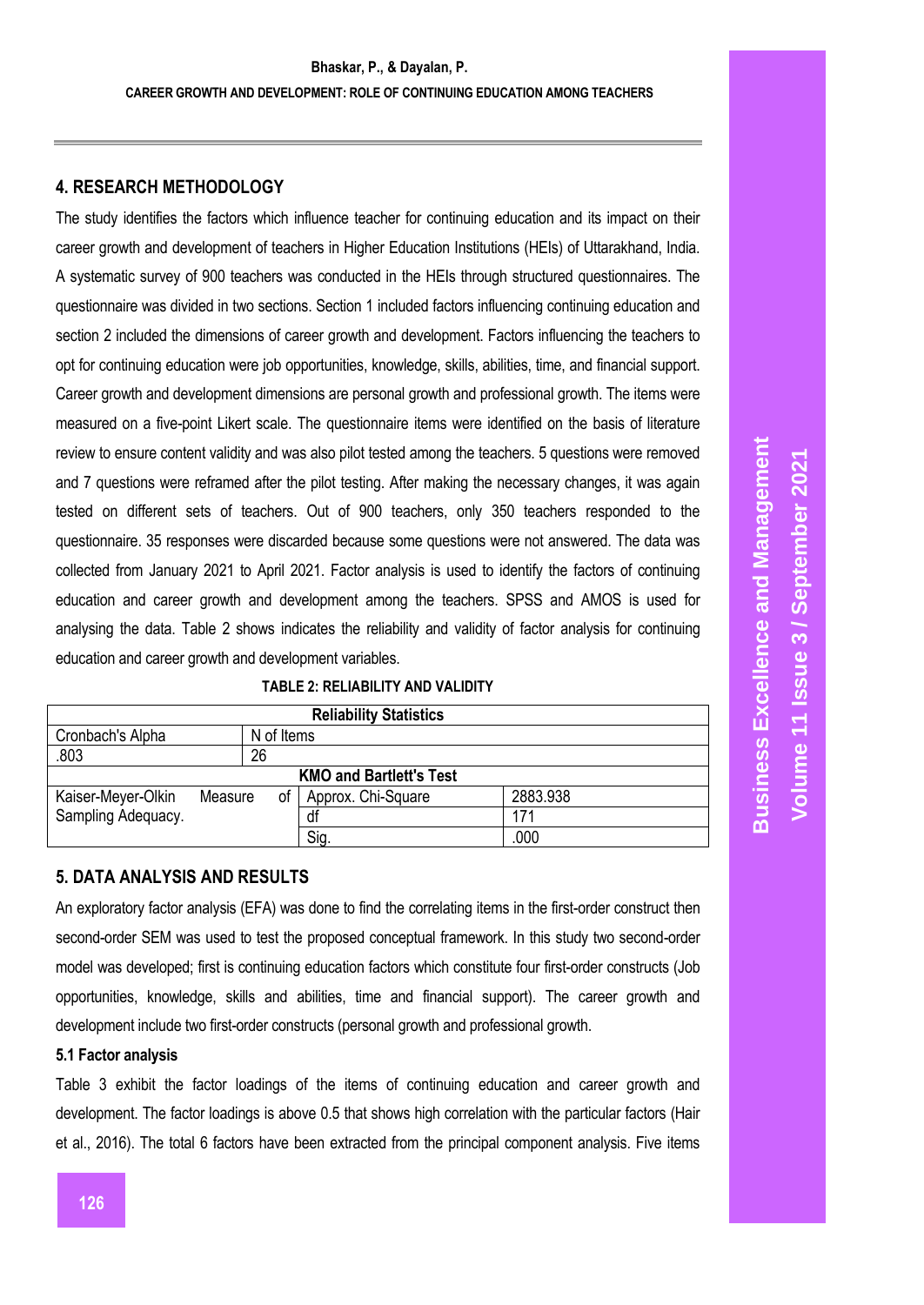## 4. RESEARCH METHODOLOGY

The study identifies the factors which influence teacher for continuing education and its impact on their career growth and development of teachers in Higher Education Institutions (HEIs) of Uttarakhand, India. A systematic survey of 900 teachers was conducted in the HEIs through structured questionnaires. The questionnaire was divided in two sections. Section 1 included factors influencing continuing education and section 2 included the dimensions of career growth and development. Factors influencing the teachers to opt for continuing education were job opportunities, knowledge, skills, abilities, time, and financial support. Career growth and development dimensions are personal growth and professional growth. The items were measured on a five-point Likert scale. The questionnaire items were identified on the basis of literature review to ensure content validity and was also pilot tested among the teachers. 5 questions were removed and 7 questions were reframed after the pilot testing. After making the necessary changes, it was again tested on different sets of teachers. Out of 900 teachers, only 350 teachers responded to the questionnaire. 35 responses were discarded because some questions were not answered. The data was collected from January 2021 to April 2021. Factor analysis is used to identify the factors of continuing education and career growth and development among the teachers. SPSS and AMOS is used for analysing the data. Table 2 shows indicates the reliability and validity of factor analysis for continuing education and career growth and development variables.

**TABLE 2: RELIABILITY AND VALIDITY**

| Reliability Statistics | | | |
|---|---|---|---|
| Cronbach's Alpha | N of Items | | |
| .803 | 26 | | |
| **KMO and Bartlett's Test** | | | |
| Kaiser-Meyer-Olkin Measure of Sampling Adequacy. | | Approx. Chi-Square | 2883.938 |
| | | df | 171 |
| | | Sig. | .000 |

## 5. DATA ANALYSIS AND RESULTS

An exploratory factor analysis (EFA) was done to find the correlating items in the first-order construct then second-order SEM was used to test the proposed conceptual framework. In this study two second-order model was developed; first is continuing education factors which constitute four first-order constructs (Job opportunities, knowledge, skills and abilities, time and financial support). The career growth and development include two first-order constructs (personal growth and professional growth.

### 5.1 Factor analysis

Table 3 exhibit the factor loadings of the items of continuing education and career growth and development. The factor loadings is above 0.5 that shows high correlation with the particular factors (Hair et al., 2016). The total 6 factors have been extracted from the principal component analysis. Five items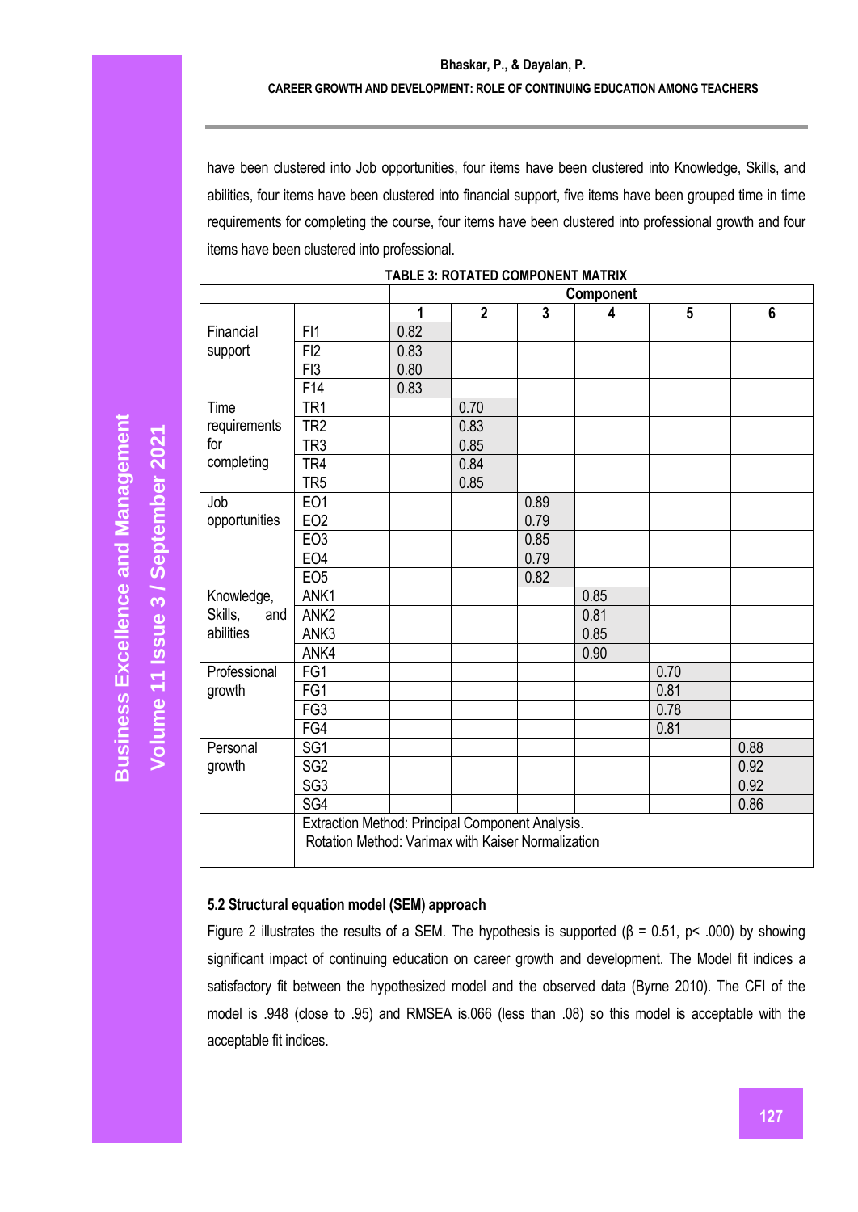have been clustered into Job opportunities, four items have been clustered into Knowledge, Skills, and abilities, four items have been clustered into financial support, five items have been grouped time in time requirements for completing the course, four items have been clustered into professional growth and four items have been clustered into professional.

**TABLE 3: ROTATED COMPONENT MATRIX**

| | | Component | | | | | |
|---|---|---|---|---|---|---|---|
| | | 1 | 2 | 3 | 4 | 5 | 6 |
| Financial support | FI1 | 0.82 | | | | | |
| | FI2 | 0.83 | | | | | |
| | FI3 | 0.80 | | | | | |
| | F14 | 0.83 | | | | | |
| Time requirements for completing | TR1 | | 0.70 | | | | |
| | TR2 | | 0.83 | | | | |
| | TR3 | | 0.85 | | | | |
| | TR4 | | 0.84 | | | | |
| | TR5 | | 0.85 | | | | |
| Job opportunities | EO1 | | | 0.89 | | | |
| | EO2 | | | 0.79 | | | |
| | EO3 | | | 0.85 | | | |
| | EO4 | | | 0.79 | | | |
| | EO5 | | | 0.82 | | | |
| Knowledge, Skills, and abilities | ANK1 | | | | 0.85 | | |
| | ANK2 | | | | 0.81 | | |
| | ANK3 | | | | 0.85 | | |
| | ANK4 | | | | 0.90 | | |
| Professional growth | FG1 | | | | | 0.70 | |
| | FG1 | | | | | 0.81 | |
| | FG3 | | | | | 0.78 | |
| | FG4 | | | | | 0.81 | |
| Personal growth | SG1 | | | | | | 0.88 |
| | SG2 | | | | | | 0.92 |
| | SG3 | | | | | | 0.92 |
| | SG4 | | | | | | 0.86 |
| | Extraction Method: Principal Component Analysis. Rotation Method: Varimax with Kaiser Normalization | | | | | | |

### 5.2 Structural equation model (SEM) approach

Figure 2 illustrates the results of a SEM. The hypothesis is supported ($\beta = 0.51$, $p < .000$) by showing significant impact of continuing education on career growth and development. The Model fit indices a satisfactory fit between the hypothesized model and the observed data (Byrne 2010). The CFI of the model is .948 (close to .95) and RMSEA is.066 (less than .08) so this model is acceptable with the acceptable fit indices.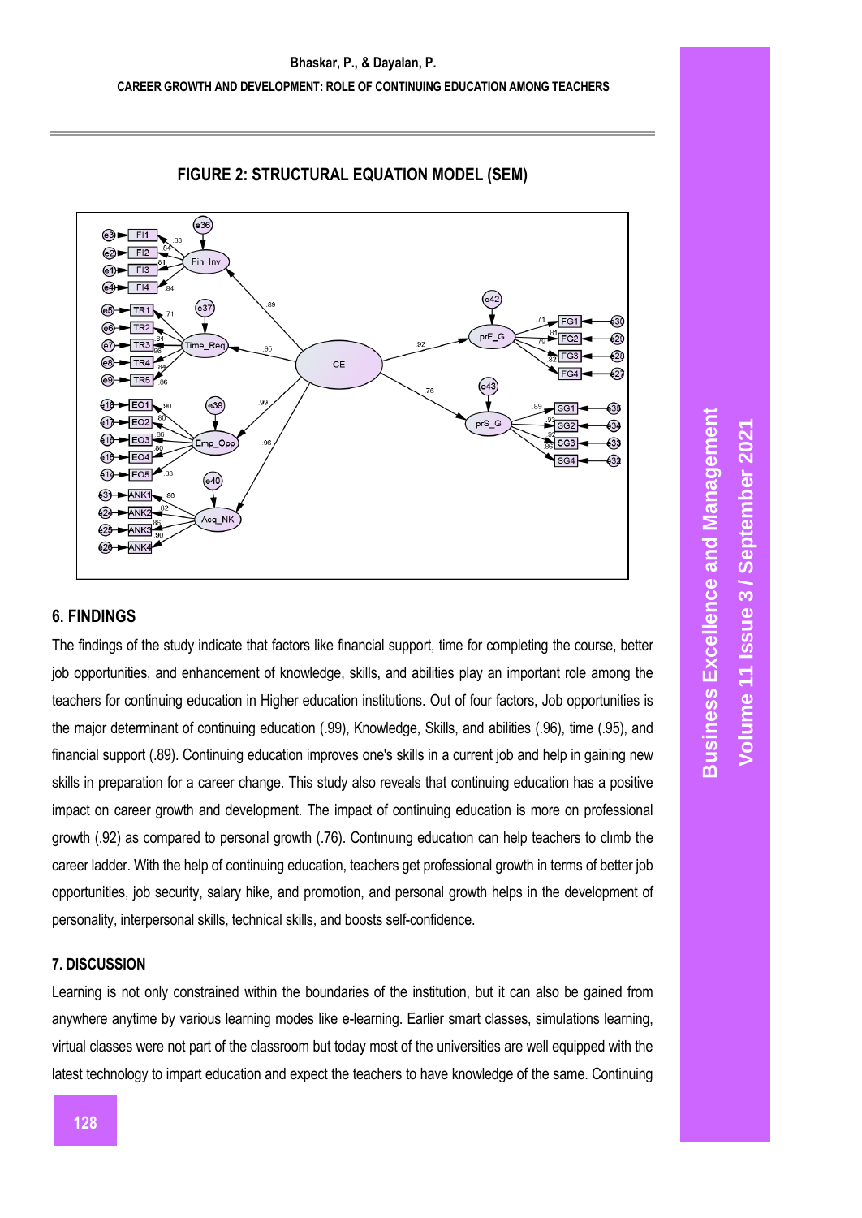**FIGURE 2: STRUCTURAL EQUATION MODEL (SEM)**

## 6. FINDINGS

The findings of the study indicate that factors like financial support, time for completing the course, better job opportunities, and enhancement of knowledge, skills, and abilities play an important role among the teachers for continuing education in Higher education institutions. Out of four factors, Job opportunities is the major determinant of continuing education (.99), Knowledge, Skills, and abilities (.96), time (.95), and financial support (.89). Continuing education improves one's skills in a current job and help in gaining new skills in preparation for a career change. This study also reveals that continuing education has a positive impact on career growth and development. The impact of continuing education is more on professional growth (.92) as compared to personal growth (.76). Contınuıng educatıon can help teachers to clımb the career ladder. With the help of continuing education, teachers get professional growth in terms of better job opportunities, job security, salary hike, and promotion, and personal growth helps in the development of personality, interpersonal skills, technical skills, and boosts self-confidence.

## 7. DISCUSSION

Learning is not only constrained within the boundaries of the institution, but it can also be gained from anywhere anytime by various learning modes like e-learning. Earlier smart classes, simulations learning, virtual classes were not part of the classroom but today most of the universities are well equipped with the latest technology to impart education and expect the teachers to have knowledge of the same. Continuing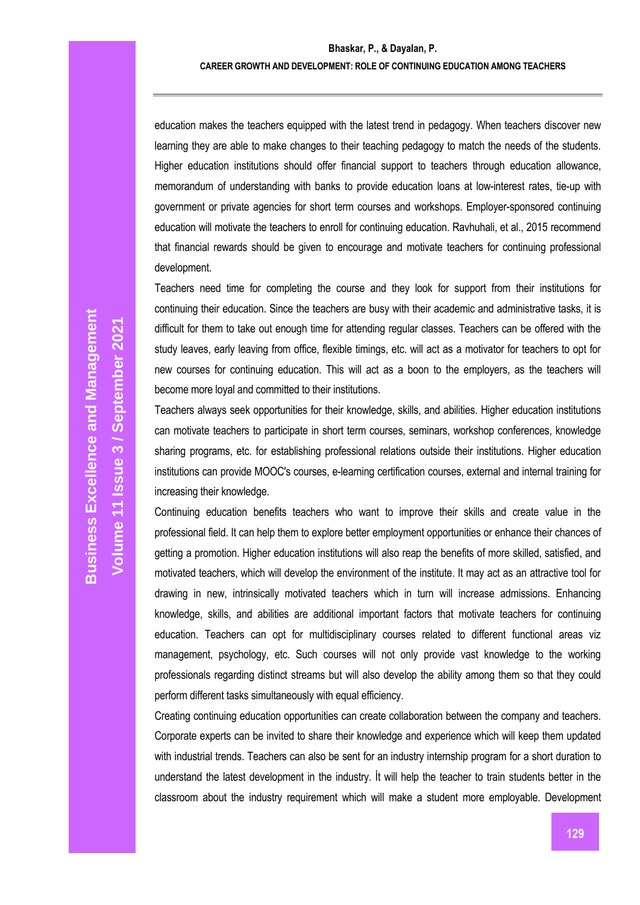education makes the teachers equipped with the latest trend in pedagogy. When teachers discover new learning they are able to make changes to their teaching pedagogy to match the needs of the students. Higher education institutions should offer financial support to teachers through education allowance, memorandum of understanding with banks to provide education loans at low-interest rates, tie-up with government or private agencies for short term courses and workshops. Employer-sponsored continuing education will motivate the teachers to enroll for continuing education. Ravhuhali, et al., 2015 recommend that financial rewards should be given to encourage and motivate teachers for continuing professional development.

Teachers need time for completing the course and they look for support from their institutions for continuing their education. Since the teachers are busy with their academic and administrative tasks, it is difficult for them to take out enough time for attending regular classes. Teachers can be offered with the study leaves, early leaving from office, flexible timings, etc. will act as a motivator for teachers to opt for new courses for continuing education. This will act as a boon to the employers, as the teachers will become more loyal and committed to their institutions.

Teachers always seek opportunities for their knowledge, skills, and abilities. Higher education institutions can motivate teachers to participate in short term courses, seminars, workshop conferences, knowledge sharing programs, etc. for establishing professional relations outside their institutions. Higher education institutions can provide MOOC's courses, e-learning certification courses, external and internal training for increasing their knowledge.

Continuing education benefits teachers who want to improve their skills and create value in the professional field. It can help them to explore better employment opportunities or enhance their chances of getting a promotion. Higher education institutions will also reap the benefits of more skilled, satisfied, and motivated teachers, which will develop the environment of the institute. It may act as an attractive tool for drawing in new, intrinsically motivated teachers which in turn will increase admissions. Enhancing knowledge, skills, and abilities are additional important factors that motivate teachers for continuing education. Teachers can opt for multidisciplinary courses related to different functional areas viz management, psychology, etc. Such courses will not only provide vast knowledge to the working professionals regarding distinct streams but will also develop the ability among them so that they could perform different tasks simultaneously with equal efficiency.

Creating continuing education opportunities can create collaboration between the company and teachers. Corporate experts can be invited to share their knowledge and experience which will keep them updated with industrial trends. Teachers can also be sent for an industry internship program for a short duration to understand the latest development in the industry. İt will help the teacher to train students better in the classroom about the industry requirement which will make a student more employable. Development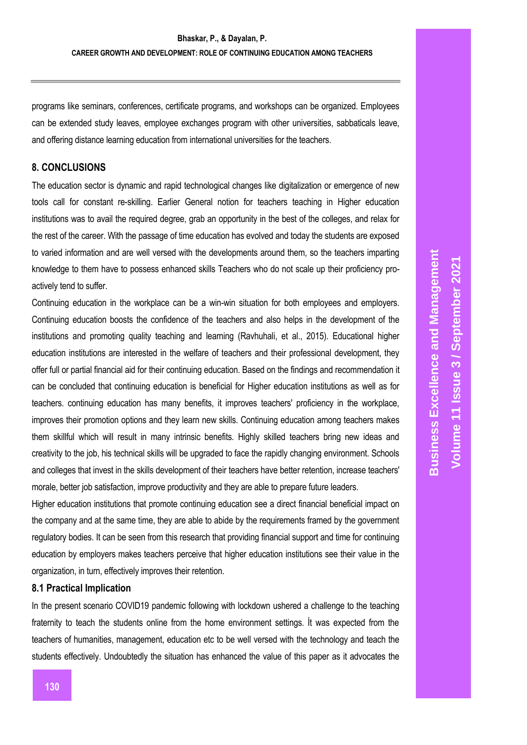programs like seminars, conferences, certificate programs, and workshops can be organized. Employees can be extended study leaves, employee exchanges program with other universities, sabbaticals leave, and offering distance learning education from international universities for the teachers.

## 8. CONCLUSIONS

The education sector is dynamic and rapid technological changes like digitalization or emergence of new tools call for constant re-skilling. Earlier General notion for teachers teaching in Higher education institutions was to avail the required degree, grab an opportunity in the best of the colleges, and relax for the rest of the career. With the passage of time education has evolved and today the students are exposed to varied information and are well versed with the developments around them, so the teachers imparting knowledge to them have to possess enhanced skills Teachers who do not scale up their proficiency pro-actively tend to suffer.

Continuing education in the workplace can be a win-win situation for both employees and employers. Continuing education boosts the confidence of the teachers and also helps in the development of the institutions and promoting quality teaching and learning (Ravhuhali, et al., 2015). Educational higher education institutions are interested in the welfare of teachers and their professional development, they offer full or partial financial aid for their continuing education. Based on the findings and recommendation it can be concluded that continuing education is beneficial for Higher education institutions as well as for teachers. continuing education has many benefits, it improves teachers' proficiency in the workplace, improves their promotion options and they learn new skills. Continuing education among teachers makes them skillful which will result in many intrinsic benefits. Highly skilled teachers bring new ideas and creativity to the job, his technical skills will be upgraded to face the rapidly changing environment. Schools and colleges that invest in the skills development of their teachers have better retention, increase teachers' morale, better job satisfaction, improve productivity and they are able to prepare future leaders.

Higher education institutions that promote continuing education see a direct financial beneficial impact on the company and at the same time, they are able to abide by the requirements framed by the government regulatory bodies. It can be seen from this research that providing financial support and time for continuing education by employers makes teachers perceive that higher education institutions see their value in the organization, in turn, effectively improves their retention.

### 8.1 Practical Implication

In the present scenario COVID19 pandemic following with lockdown ushered a challenge to the teaching fraternity to teach the students online from the home environment settings. İt was expected from the teachers of humanities, management, education etc to be well versed with the technology and teach the students effectively. Undoubtedly the situation has enhanced the value of this paper as it advocates the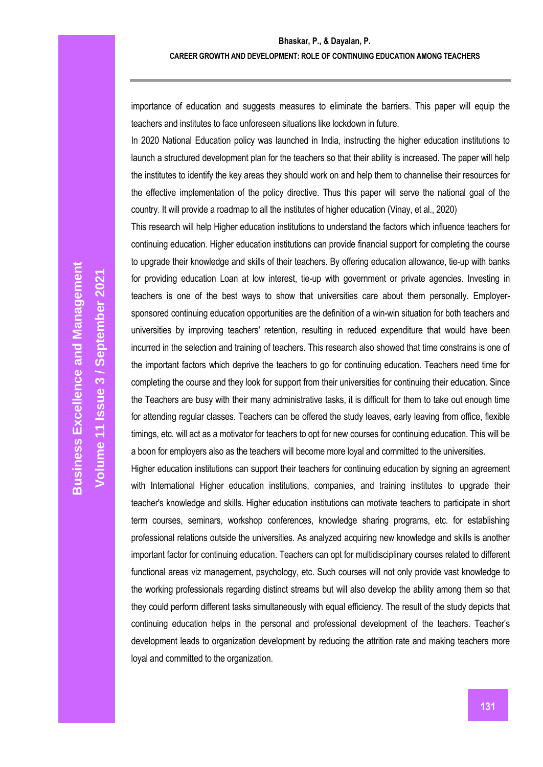importance of education and suggests measures to eliminate the barriers. This paper will equip the teachers and institutes to face unforeseen situations like lockdown in future.

In 2020 National Education policy was launched in India, instructing the higher education institutions to launch a structured development plan for the teachers so that their ability is increased. The paper will help the institutes to identify the key areas they should work on and help them to channelise their resources for the effective implementation of the policy directive. Thus this paper will serve the national goal of the country. It will provide a roadmap to all the institutes of higher education (Vinay, et al., 2020)

This research will help Higher education institutions to understand the factors which influence teachers for continuing education. Higher education institutions can provide financial support for completing the course to upgrade their knowledge and skills of their teachers. By offering education allowance, tie-up with banks for providing education Loan at low interest, tie-up with government or private agencies. Investing in teachers is one of the best ways to show that universities care about them personally. Employer-sponsored continuing education opportunities are the definition of a win-win situation for both teachers and universities by improving teachers' retention, resulting in reduced expenditure that would have been incurred in the selection and training of teachers. This research also showed that time constrains is one of the important factors which deprive the teachers to go for continuing education. Teachers need time for completing the course and they look for support from their universities for continuing their education. Since the Teachers are busy with their many administrative tasks, it is difficult for them to take out enough time for attending regular classes. Teachers can be offered the study leaves, early leaving from office, flexible timings, etc. will act as a motivator for teachers to opt for new courses for continuing education. This will be a boon for employers also as the teachers will become more loyal and committed to the universities.

Higher education institutions can support their teachers for continuing education by signing an agreement with International Higher education institutions, companies, and training institutes to upgrade their teacher's knowledge and skills. Higher education institutions can motivate teachers to participate in short term courses, seminars, workshop conferences, knowledge sharing programs, etc. for establishing professional relations outside the universities. As analyzed acquiring new knowledge and skills is another important factor for continuing education. Teachers can opt for multidisciplinary courses related to different functional areas viz management, psychology, etc. Such courses will not only provide vast knowledge to the working professionals regarding distinct streams but will also develop the ability among them so that they could perform different tasks simultaneously with equal efficiency. The result of the study depicts that continuing education helps in the personal and professional development of the teachers. Teacher's development leads to organization development by reducing the attrition rate and making teachers more loyal and committed to the organization.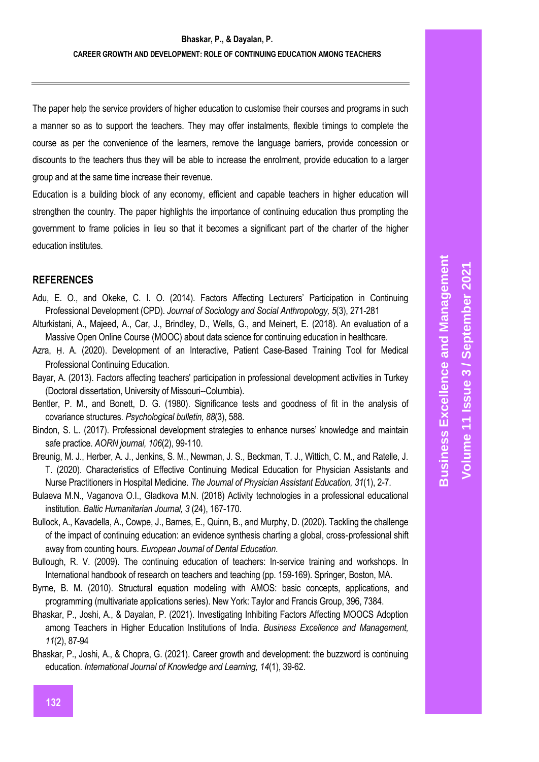The paper help the service providers of higher education to customise their courses and programs in such a manner so as to support the teachers. They may offer instalments, flexible timings to complete the course as per the convenience of the learners, remove the language barriers, provide concession or discounts to the teachers thus they will be able to increase the enrolment, provide education to a larger group and at the same time increase their revenue.

Education is a building block of any economy, efficient and capable teachers in higher education will strengthen the country. The paper highlights the importance of continuing education thus prompting the government to frame policies in lieu so that it becomes a significant part of the charter of the higher education institutes.

## REFERENCES

Adu, E. O., and Okeke, C. I. O. (2014). Factors Affecting Lecturers' Participation in Continuing Professional Development (CPD). *Journal of Sociology and Social Anthropology, 5*(3), 271-281

Alturkistani, A., Majeed, A., Car, J., Brindley, D., Wells, G., and Meinert, E. (2018). An evaluation of a Massive Open Online Course (MOOC) about data science for continuing education in healthcare.

Azra, Ḥ. A. (2020). Development of an Interactive, Patient Case-Based Training Tool for Medical Professional Continuing Education.

Bayar, A. (2013). Factors affecting teachers' participation in professional development activities in Turkey (Doctoral dissertation, University of Missouri--Columbia).

Bentler, P. M., and Bonett, D. G. (1980). Significance tests and goodness of fit in the analysis of covariance structures. *Psychological bulletin, 88*(3), 588.

Bindon, S. L. (2017). Professional development strategies to enhance nurses' knowledge and maintain safe practice. *AORN journal, 106*(2), 99-110.

Breunig, M. J., Herber, A. J., Jenkins, S. M., Newman, J. S., Beckman, T. J., Wittich, C. M., and Ratelle, J. T. (2020). Characteristics of Effective Continuing Medical Education for Physician Assistants and Nurse Practitioners in Hospital Medicine. *The Journal of Physician Assistant Education, 31*(1), 2-7.

Bulaeva M.N., Vaganova O.I., Gladkova M.N. (2018) Activity technologies in a professional educational institution. *Baltic Humanitarian Journal, 3* (24), 167-170.

Bullock, A., Kavadella, A., Cowpe, J., Barnes, E., Quinn, B., and Murphy, D. (2020). Tackling the challenge of the impact of continuing education: an evidence synthesis charting a global, cross-professional shift away from counting hours. *European Journal of Dental Education*.

Bullough, R. V. (2009). The continuing education of teachers: In-service training and workshops. In International handbook of research on teachers and teaching (pp. 159-169). Springer, Boston, MA.

Byrne, B. M. (2010). Structural equation modeling with AMOS: basic concepts, applications, and programming (multivariate applications series). New York: Taylor and Francis Group, 396, 7384.

Bhaskar, P., Joshi, A., & Dayalan, P. (2021). Investigating Inhibiting Factors Affecting MOOCS Adoption among Teachers in Higher Education Institutions of India. *Business Excellence and Management, 11*(2), 87-94

Bhaskar, P., Joshi, A., & Chopra, G. (2021). Career growth and development: the buzzword is continuing education. *International Journal of Knowledge and Learning, 14*(1), 39-62.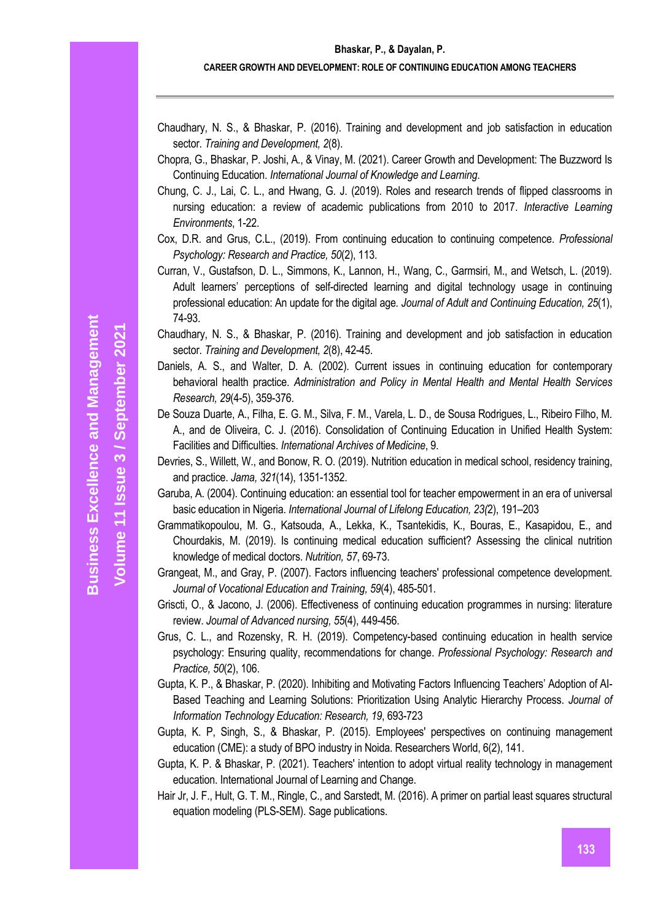Chaudhary, N. S., & Bhaskar, P. (2016). Training and development and job satisfaction in education sector. *Training and Development, 2*(8).

Chopra, G., Bhaskar, P. Joshi, A., & Vinay, M. (2021). Career Growth and Development: The Buzzword Is Continuing Education. *International Journal of Knowledge and Learning*.

Chung, C. J., Lai, C. L., and Hwang, G. J. (2019). Roles and research trends of flipped classrooms in nursing education: a review of academic publications from 2010 to 2017. *Interactive Learning Environments*, 1-22.

Cox, D.R. and Grus, C.L., (2019). From continuing education to continuing competence. *Professional Psychology: Research and Practice, 50*(2), 113.

Curran, V., Gustafson, D. L., Simmons, K., Lannon, H., Wang, C., Garmsiri, M., and Wetsch, L. (2019). Adult learners' perceptions of self-directed learning and digital technology usage in continuing professional education: An update for the digital age. *Journal of Adult and Continuing Education, 25*(1), 74-93.

Chaudhary, N. S., & Bhaskar, P. (2016). Training and development and job satisfaction in education sector. *Training and Development, 2*(8), 42-45.

Daniels, A. S., and Walter, D. A. (2002). Current issues in continuing education for contemporary behavioral health practice. *Administration and Policy in Mental Health and Mental Health Services Research, 29*(4-5), 359-376.

De Souza Duarte, A., Filha, E. G. M., Silva, F. M., Varela, L. D., de Sousa Rodrigues, L., Ribeiro Filho, M. A., and de Oliveira, C. J. (2016). Consolidation of Continuing Education in Unified Health System: Facilities and Difficulties. *International Archives of Medicine*, 9.

Devries, S., Willett, W., and Bonow, R. O. (2019). Nutrition education in medical school, residency training, and practice. *Jama, 321*(14), 1351-1352.

Garuba, A. (2004). Continuing education: an essential tool for teacher empowerment in an era of universal basic education in Nigeria. *International Journal of Lifelong Education, 23(*2), 191–203

Grammatikopoulou, M. G., Katsouda, A., Lekka, K., Tsantekidis, K., Bouras, E., Kasapidou, E., and Chourdakis, M. (2019). Is continuing medical education sufficient? Assessing the clinical nutrition knowledge of medical doctors. *Nutrition, 57*, 69-73.

Grangeat, M., and Gray, P. (2007). Factors influencing teachers' professional competence development. *Journal of Vocational Education and Training, 59*(4), 485-501.

Griscti, O., & Jacono, J. (2006). Effectiveness of continuing education programmes in nursing: literature review. *Journal of Advanced nursing, 55*(4), 449-456.

Grus, C. L., and Rozensky, R. H. (2019). Competency-based continuing education in health service psychology: Ensuring quality, recommendations for change. *Professional Psychology: Research and Practice, 50*(2), 106.

Gupta, K. P., & Bhaskar, P. (2020). Inhibiting and Motivating Factors Influencing Teachers' Adoption of AI-Based Teaching and Learning Solutions: Prioritization Using Analytic Hierarchy Process. *Journal of Information Technology Education: Research, 19*, 693-723

Gupta, K. P, Singh, S., & Bhaskar, P. (2015). Employees' perspectives on continuing management education (CME): a study of BPO industry in Noida. Researchers World, 6(2), 141.

Gupta, K. P. & Bhaskar, P. (2021). Teachers' intention to adopt virtual reality technology in management education. International Journal of Learning and Change.

Hair Jr, J. F., Hult, G. T. M., Ringle, C., and Sarstedt, M. (2016). A primer on partial least squares structural equation modeling (PLS-SEM). Sage publications.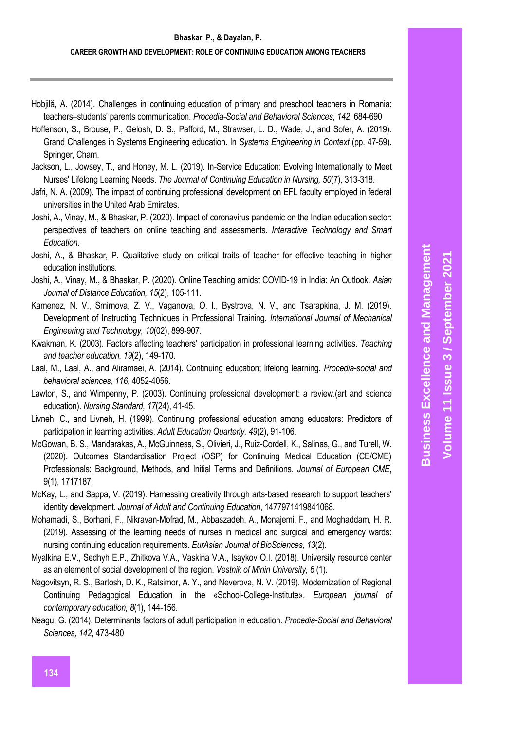Hobjilă, A. (2014). Challenges in continuing education of primary and preschool teachers in Romania: teachers–students' parents communication. *Procedia-Social and Behavioral Sciences, 142*, 684-690

Hoffenson, S., Brouse, P., Gelosh, D. S., Pafford, M., Strawser, L. D., Wade, J., and Sofer, A. (2019). Grand Challenges in Systems Engineering education. In *Systems Engineering in Context* (pp. 47-59). Springer, Cham.

Jackson, L., Jowsey, T., and Honey, M. L. (2019). In-Service Education: Evolving Internationally to Meet Nurses' Lifelong Learning Needs. *The Journal of Continuing Education in Nursing, 50*(7), 313-318.

Jafri, N. A. (2009). The impact of continuing professional development on EFL faculty employed in federal universities in the United Arab Emirates.

Joshi, A., Vinay, M., & Bhaskar, P. (2020). Impact of coronavirus pandemic on the Indian education sector: perspectives of teachers on online teaching and assessments. *Interactive Technology and Smart Education*.

Joshi, A., & Bhaskar, P. Qualitative study on critical traits of teacher for effective teaching in higher education institutions.

Joshi, A., Vinay, M., & Bhaskar, P. (2020). Online Teaching amidst COVID-19 in India: An Outlook. *Asian Journal of Distance Education, 15*(2), 105-111.

Kamenez, N. V., Smirnova, Z. V., Vaganova, O. I., Bystrova, N. V., and Tsarapkina, J. M. (2019). Development of Instructing Techniques in Professional Training. *International Journal of Mechanical Engineering and Technology, 10*(02), 899-907.

Kwakman, K. (2003). Factors affecting teachers' participation in professional learning activities. *Teaching and teacher education, 19*(2), 149-170.

Laal, M., Laal, A., and Aliramaei, A. (2014). Continuing education; lifelong learning. *Procedia-social and behavioral sciences, 116*, 4052-4056.

Lawton, S., and Wimpenny, P. (2003). Continuing professional development: a review.(art and science education). *Nursing Standard, 17*(24), 41-45.

Livneh, C., and Livneh, H. (1999). Continuing professional education among educators: Predictors of participation in learning activities. *Adult Education Quarterly, 49*(2), 91-106.

McGowan, B. S., Mandarakas, A., McGuinness, S., Olivieri, J., Ruiz-Cordell, K., Salinas, G., and Turell, W. (2020). Outcomes Standardisation Project (OSP) for Continuing Medical Education (CE/CME) Professionals: Background, Methods, and Initial Terms and Definitions. *Journal of European CME*, 9(1), 1717187.

McKay, L., and Sappa, V. (2019). Harnessing creativity through arts-based research to support teachers' identity development. *Journal of Adult and Continuing Education*, 1477971419841068.

Mohamadi, S., Borhani, F., Nikravan-Mofrad, M., Abbaszadeh, A., Monajemi, F., and Moghaddam, H. R. (2019). Assessing of the learning needs of nurses in medical and surgical and emergency wards: nursing continuing education requirements. *EurAsian Journal of BioSciences, 13*(2).

Myalkina E.V., Sedhyh E.P., Zhitkova V.A., Vaskina V.A., Isaykov O.I. (2018). University resource center as an element of social development of the region. *Vestnik of Minin University, 6* (1).

Nagovitsyn, R. S., Bartosh, D. K., Ratsimor, A. Y., and Neverova, N. V. (2019). Modernization of Regional Continuing Pedagogical Education in the «School-College-Institute». *European journal of contemporary education, 8*(1), 144-156.

Neagu, G. (2014). Determinants factors of adult participation in education. *Procedia-Social and Behavioral Sciences, 142*, 473-480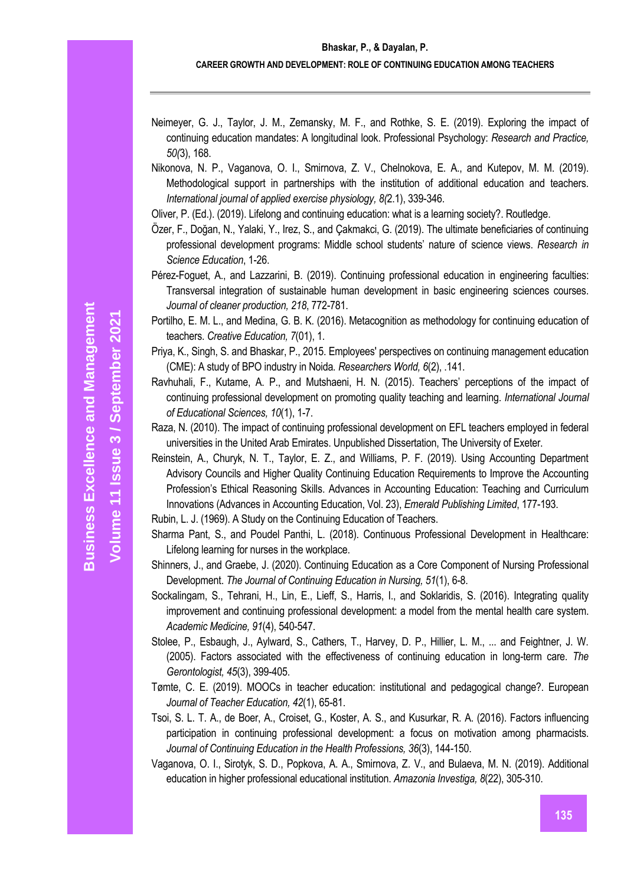Neimeyer, G. J., Taylor, J. M., Zemansky, M. F., and Rothke, S. E. (2019). Exploring the impact of continuing education mandates: A longitudinal look. Professional Psychology: *Research and Practice, 50(*3), 168.

Nikonova, N. P., Vaganova, O. I., Smirnova, Z. V., Chelnokova, E. A., and Kutepov, M. M. (2019). Methodological support in partnerships with the institution of additional education and teachers. *International journal of applied exercise physiology, 8(*2.1), 339-346.

Oliver, P. (Ed.). (2019). Lifelong and continuing education: what is a learning society?. Routledge.

Özer, F., Doğan, N., Yalaki, Y., Irez, S., and Çakmakci, G. (2019). The ultimate beneficiaries of continuing professional development programs: Middle school students' nature of science views. *Research in Science Education*, 1-26.

Pérez-Foguet, A., and Lazzarini, B. (2019). Continuing professional education in engineering faculties: Transversal integration of sustainable human development in basic engineering sciences courses. *Journal of cleaner production, 218*, 772-781.

Portilho, E. M. L., and Medina, G. B. K. (2016). Metacognition as methodology for continuing education of teachers. *Creative Education, 7*(01), 1.

Priya, K., Singh, S. and Bhaskar, P., 2015. Employees' perspectives on continuing management education (CME): A study of BPO industry in Noida*. Researchers World, 6*(2), .141.

Ravhuhali, F., Kutame, A. P., and Mutshaeni, H. N. (2015). Teachers' perceptions of the impact of continuing professional development on promoting quality teaching and learning. *International Journal of Educational Sciences, 10*(1), 1-7.

Raza, N. (2010). The impact of continuing professional development on EFL teachers employed in federal universities in the United Arab Emirates. Unpublished Dissertation, The University of Exeter.

Reinstein, A., Churyk, N. T., Taylor, E. Z., and Williams, P. F. (2019). Using Accounting Department Advisory Councils and Higher Quality Continuing Education Requirements to Improve the Accounting Profession's Ethical Reasoning Skills. Advances in Accounting Education: Teaching and Curriculum Innovations (Advances in Accounting Education, Vol. 23), *Emerald Publishing Limited*, 177-193.

Rubin, L. J. (1969). A Study on the Continuing Education of Teachers.

Sharma Pant, S., and Poudel Panthi, L. (2018). Continuous Professional Development in Healthcare: Lifelong learning for nurses in the workplace.

Shinners, J., and Graebe, J. (2020). Continuing Education as a Core Component of Nursing Professional Development. *The Journal of Continuing Education in Nursing, 51*(1), 6-8.

Sockalingam, S., Tehrani, H., Lin, E., Lieff, S., Harris, I., and Soklaridis, S. (2016). Integrating quality improvement and continuing professional development: a model from the mental health care system. *Academic Medicine, 91*(4), 540-547.

Stolee, P., Esbaugh, J., Aylward, S., Cathers, T., Harvey, D. P., Hillier, L. M., ... and Feightner, J. W. (2005). Factors associated with the effectiveness of continuing education in long-term care. *The Gerontologist, 45*(3), 399-405.

Tømte, C. E. (2019). MOOCs in teacher education: institutional and pedagogical change?. European *Journal of Teacher Education, 42*(1), 65-81.

Tsoi, S. L. T. A., de Boer, A., Croiset, G., Koster, A. S., and Kusurkar, R. A. (2016). Factors influencing participation in continuing professional development: a focus on motivation among pharmacists. *Journal of Continuing Education in the Health Professions, 36*(3), 144-150.

Vaganova, O. I., Sirotyk, S. D., Popkova, A. A., Smirnova, Z. V., and Bulaeva, M. N. (2019). Additional education in higher professional educational institution. *Amazonia Investiga, 8*(22), 305-310.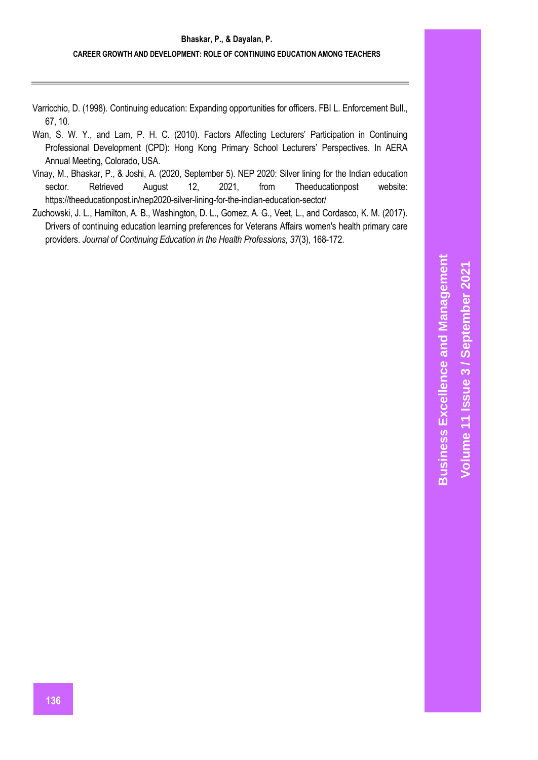Varricchio, D. (1998). Continuing education: Expanding opportunities for officers. FBI L. Enforcement Bull., 67, 10.

Wan, S. W. Y., and Lam, P. H. C. (2010). Factors Affecting Lecturers' Participation in Continuing Professional Development (CPD): Hong Kong Primary School Lecturers' Perspectives. In AERA Annual Meeting, Colorado, USA.

Vinay, M., Bhaskar, P., & Joshi, A. (2020, September 5). NEP 2020: Silver lining for the Indian education sector. Retrieved August 12, 2021, from Theeducationpost website: https://theeducationpost.in/nep2020-silver-lining-for-the-indian-education-sector/

Zuchowski, J. L., Hamilton, A. B., Washington, D. L., Gomez, A. G., Veet, L., and Cordasco, K. M. (2017). Drivers of continuing education learning preferences for Veterans Affairs women's health primary care providers. *Journal of Continuing Education in the Health Professions, 37*(3), 168-172.